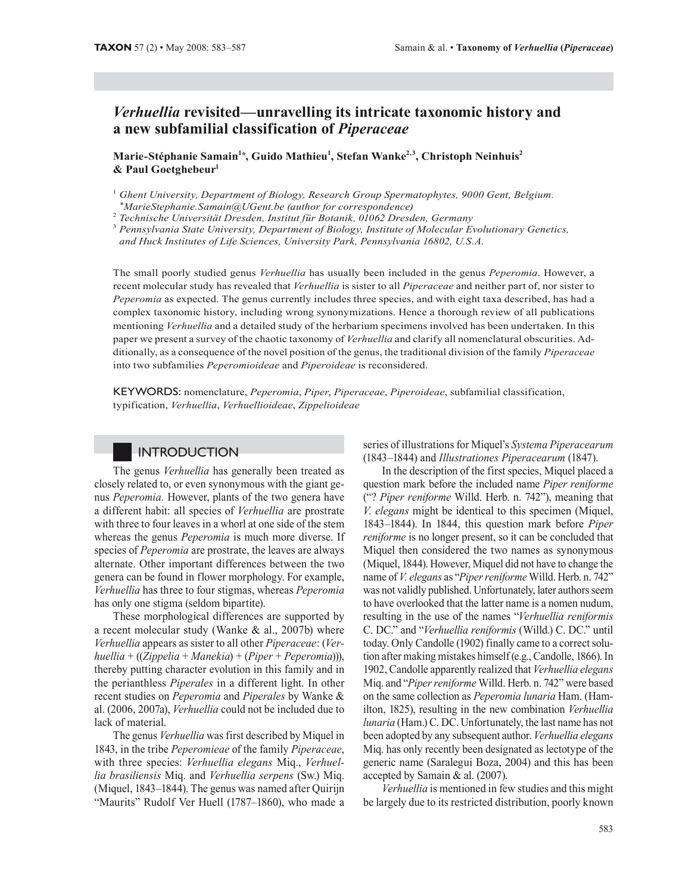# *Verhuellia* revisited—unravelling its intricate taxonomic history and a new subfamilial classification of *Piperaceae*

**Marie-Stéphanie Samain[1]\*, Guido Mathieu[1], Stefan Wanke[2,3], Christoph Neinhuis[2] & Paul Goetghebeur[1]**

[1] *Ghent University, Department of Biology, Research Group Spermatophytes, 9000 Gent, Belgium.*
*\*MarieStephanie.Samain@UGent.be (author for correspondence)*
[2] *Technische Universität Dresden, Institut für Botanik, 01062 Dresden, Germany*
[3] *Pennsylvania State University, Department of Biology, Institute of Molecular Evolutionary Genetics, and Huck Institutes of Life Sciences, University Park, Pennsylvania 16802, U.S.A.*

The small poorly studied genus *Verhuellia* has usually been included in the genus *Peperomia*. However, a recent molecular study has revealed that *Verhuellia* is sister to all *Piperaceae* and neither part of, nor sister to *Peperomia* as expected. The genus currently includes three species, and with eight taxa described, has had a complex taxonomic history, including wrong synonymizations. Hence a thorough review of all publications mentioning *Verhuellia* and a detailed study of the herbarium specimens involved has been undertaken. In this paper we present a survey of the chaotic taxonomy of *Verhuellia* and clarify all nomenclatural obscurities. Additionally, as a consequence of the novel position of the genus, the traditional division of the family *Piperaceae* into two subfamilies *Peperomioideae* and *Piperoideae* is reconsidered.

KEYWORDS: nomenclature, *Peperomia*, *Piper*, *Piperaceae*, *Piperoideae*, subfamilial classification, typification, *Verhuellia*, *Verhuellioideae*, *Zippelioideae*

## INTRODUCTION

The genus *Verhuellia* has generally been treated as closely related to, or even synonymous with the giant genus *Peperomia.* However, plants of the two genera have a different habit: all species of *Verhuellia* are prostrate with three to four leaves in a whorl at one side of the stem whereas the genus *Peperomia* is much more diverse. If species of *Peperomia* are prostrate, the leaves are always alternate. Other important differences between the two genera can be found in flower morphology. For example, *Verhuellia* has three to four stigmas, whereas *Peperomia* has only one stigma (seldom bipartite).

These morphological differences are supported by a recent molecular study (Wanke & al., 2007b) where *Verhuellia* appears as sister to all other *Piperaceae*: (*Verhuellia* + ((*Zippelia* + *Manekia*) + (*Piper* + *Peperomia*))), thereby putting character evolution in this family and in the perianthless *Piperales* in a different light. In other recent studies on *Peperomia* and *Piperales* by Wanke & al. (2006, 2007a), *Verhuellia* could not be included due to lack of material.

The genus *Verhuellia* was first described by Miquel in 1843, in the tribe *Peperomieae* of the family *Piperaceae*, with three species: *Verhuellia elegans* Miq., *Verhuellia brasiliensis* Miq. and *Verhuellia serpens* (Sw.) Miq. (Miquel, 1843–1844). The genus was named after Quirijn "Maurits" Rudolf Ver Huell (1787–1860), who made a series of illustrations for Miquel's *Systema Piperacearum* (1843–1844) and *Illustrationes Piperacearum* (1847).

In the description of the first species, Miquel placed a question mark before the included name *Piper reniforme* ("? *Piper reniforme* Willd. Herb. n. 742"), meaning that *V. elegans* might be identical to this specimen (Miquel, 1843–1844). In 1844, this question mark before *Piper reniforme* is no longer present, so it can be concluded that Miquel then considered the two names as synonymous (Miquel, 1844). However, Miquel did not have to change the name of *V. elegans* as "*Piper reniforme* Willd. Herb. n. 742" was not validly published. Unfortunately, later authors seem to have overlooked that the latter name is a nomen nudum, resulting in the use of the names "*Verhuellia reniformis* C. DC." and "*Verhuellia reniformis* (Willd.) C. DC." until today. Only Candolle (1902) finally came to a correct solution after making mistakes himself (e.g., Candolle, 1866). In 1902, Candolle apparently realized that *Verhuellia elegans* Miq. and "*Piper reniforme* Willd. Herb. n. 742" were based on the same collection as *Peperomia lunaria* Ham. (Hamilton, 1825), resulting in the new combination *Verhuellia lunaria* (Ham.) C. DC. Unfortunately, the last name has not been adopted by any subsequent author. *Verhuellia elegans* Miq. has only recently been designated as lectotype of the generic name (Saralegui Boza, 2004) and this has been accepted by Samain & al. (2007).

*Verhuellia* is mentioned in few studies and this might be largely due to its restricted distribution, poorly known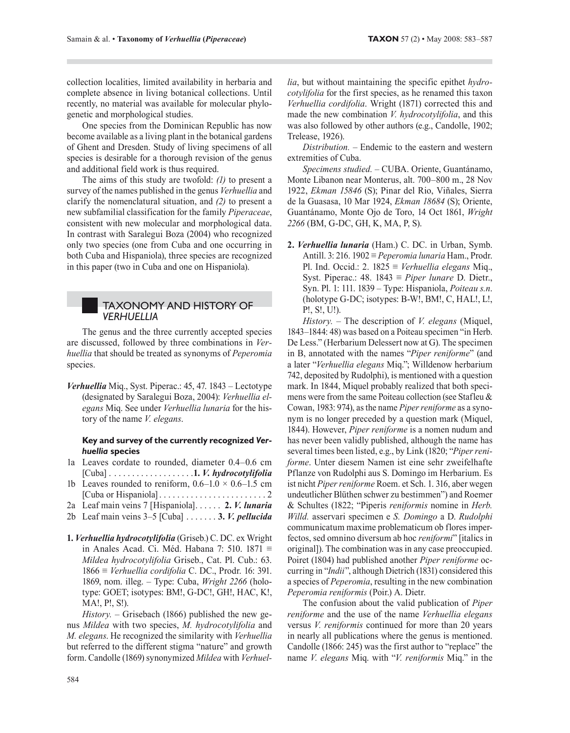collection localities, limited availability in herbaria and complete absence in living botanical collections. Until recently, no material was available for molecular phylogenetic and morphological studies.

One species from the Dominican Republic has now become available as a living plant in the botanical gardens of Ghent and Dresden. Study of living specimens of all species is desirable for a thorough revision of the genus and additional field work is thus required.

The aims of this study are twofold: *(1)* to present a survey of the names published in the genus *Verhuellia* and clarify the nomenclatural situation, and *(2)* to present a new subfamilial classification for the family *Piperaceae*, consistent with new molecular and morphological data. In contrast with Saralegui Boza (2004) who recognized only two species (one from Cuba and one occurring in both Cuba and Hispaniola), three species are recognized in this paper (two in Cuba and one on Hispaniola).

## TAXONOMY AND HISTORY OF *VERHUELLIA*

The genus and the three currently accepted species are discussed, followed by three combinations in *Verhuellia* that should be treated as synonyms of *Peperomia* species.

***Verhuellia*** Miq., Syst. Piperac.: 45, 47. 1843 – Lectotype (designated by Saralegui Boza, 2004): *Verhuellia elegans* Miq. See under *Verhuellia lunaria* for the history of the name *V. elegans*.

### Key and survey of the currently recognized *Verhuellia* species

1a Leaves cordate to rounded, diameter 0.4–0.6 cm [Cuba] . . . . . . . . . . . . . . . . . . . **1. *V. hydrocotylifolia***
1b Leaves rounded to reniform, 0.6–1.0 × 0.6–1.5 cm [Cuba or Hispaniola] . . . . . . . . . . . . . . . . . . . . . . . . 2
2a Leaf main veins 7 [Hispaniola]. . . . . . **2. *V. lunaria***
2b Leaf main veins 3–5 [Cuba] . . . . . . . **3. *V. pellucida***

**1. *Verhuellia hydrocotylifolia*** (Griseb.) C. DC. ex Wright in Anales Acad. Ci. Méd. Habana 7: 510. 1871 ≡ *Mildea hydrocotylifolia* Griseb., Cat. Pl. Cub.: 63. 1866 ≡ *Verhuellia cordifolia* C. DC., Prodr. 16: 391. 1869, nom. illeg. – Type: Cuba, *Wright 2266* (holotype: GOET; isotypes: BM!, G-DC!, GH!, HAC, K!, MA!, P!, S!).

*History.* – Grisebach (1866) published the new genus *Mildea* with two species, *M. hydrocotylifolia* and *M. elegans*. He recognized the similarity with *Verhuellia* but referred to the different stigma "nature" and growth form. Candolle (1869) synonymized *Mildea* with *Verhuellia*, but without maintaining the specific epithet *hydrocotylifolia* for the first species, as he renamed this taxon *Verhuellia cordifolia*. Wright (1871) corrected this and made the new combination *V. hydrocotylifolia*, and this was also followed by other authors (e.g., Candolle, 1902; Trelease, 1926).

*Distribution.* – Endemic to the eastern and western extremities of Cuba.

*Specimens studied.* – CUBA. Oriente, Guantánamo, Monte Libanon near Monterus, alt. 700–800 m., 28 Nov 1922, *Ekman 15846* (S); Pinar del Rio, Viñales, Sierra de la Guasasa, 10 Mar 1924, *Ekman 18684* (S); Oriente, Guantánamo, Monte Ojo de Toro, 14 Oct 1861, *Wright 2266* (BM, G-DC, GH, K, MA, P, S).

**2. *Verhuellia lunaria*** (Ham.) C. DC. in Urban, Symb. Antill. 3: 216. 1902 ≡ *Peperomia lunaria* Ham., Prodr. Pl. Ind. Occid.: 2. 1825 ≡ *Verhuellia elegans* Miq., Syst. Piperac.: 48. 1843 ≡ *Piper lunare* D. Dietr., Syn. Pl. 1: 111. 1839 – Type: Hispaniola, *Poiteau s.n.* (holotype G-DC; isotypes: B-W!, BM!, C, HAL!, L!, P!, S!, U!).

*History.* – The description of *V. elegans* (Miquel, 1843–1844: 48) was based on a Poiteau specimen "in Herb. De Less." (Herbarium Delessert now at G). The specimen in B, annotated with the names "*Piper reniforme*" (and a later "*Verhuellia elegans* Miq."; Willdenow herbarium 742, deposited by Rudolphi), is mentioned with a question mark. In 1844, Miquel probably realized that both specimens were from the same Poiteau collection (see Stafleu & Cowan, 1983: 974), as the name *Piper reniforme* as a synonym is no longer preceded by a question mark (Miquel, 1844). However, *Piper reniforme* is a nomen nudum and has never been validly published, although the name has several times been listed, e.g., by Link (1820; "*Piper reniforme*. Unter diesem Namen ist eine sehr zweifelhafte Pflanze von Rudolphi aus S. Domingo im Herbarium. Es ist nicht *Piper reniforme* Roem. et Sch. 1. 316, aber wegen undeutlicher Blüthen schwer zu bestimmen") and Roemer & Schultes (1822; "Piperis *reniformis* nomine in *Herb. Willd.* asservari specimen e *S. Domingo* a D. *Rudolphi* communicatum maxime problematicum ob flores imperfectos, sed omnino diversum ab hoc *reniformi*" [italics in original]). The combination was in any case preoccupied. Poiret (1804) had published another *Piper reniforme* occurring in "*Indii*", although Dietrich (1831) considered this a species of *Peperomia*, resulting in the new combination *Peperomia reniformis* (Poir.) A. Dietr.

The confusion about the valid publication of *Piper reniforme* and the use of the name *Verhuellia elegans* versus *V. reniformis* continued for more than 20 years in nearly all publications where the genus is mentioned. Candolle (1866: 245) was the first author to "replace" the name *V. elegans* Miq. with "*V. reniformis* Miq." in the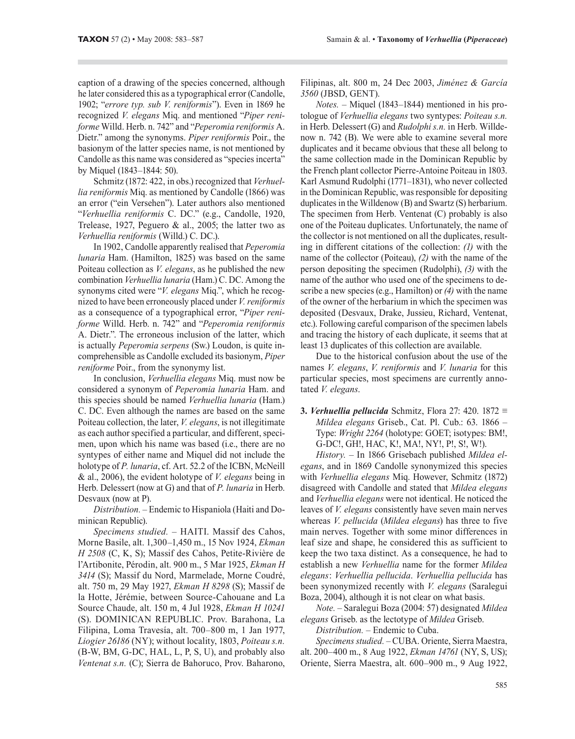caption of a drawing of the species concerned, although he later considered this as a typographical error (Candolle, 1902; "*errore typ. sub V. reniformis*"). Even in 1869 he recognized *V. elegans* Miq. and mentioned "*Piper reniforme* Willd. Herb. n. 742" and "*Peperomia reniformis* A. Dietr." among the synonyms. *Piper reniformis* Poir., the basionym of the latter species name, is not mentioned by Candolle as this name was considered as "species incerta" by Miquel (1843–1844: 50).

Schmitz (1872: 422, in obs.) recognized that *Verhuellia reniformis* Miq. as mentioned by Candolle (1866) was an error ("ein Versehen"). Later authors also mentioned "*Verhuellia reniformis* C. DC." (e.g., Candolle, 1920, Trelease, 1927, Peguero & al., 2005; the latter two as *Verhuellia reniformis* (Willd.) C. DC.).

In 1902, Candolle apparently realised that *Peperomia lunaria* Ham. (Hamilton, 1825) was based on the same Poiteau collection as *V. elegans*, as he published the new combination *Verhuellia lunaria* (Ham.) C. DC. Among the synonyms cited were "*V. elegans* Miq.", which he recognized to have been erroneously placed under *V. reniformis* as a consequence of a typographical error, "*Piper reniforme* Willd. Herb. n. 742" and "*Peperomia reniformis* A. Dietr.". The erroneous inclusion of the latter, which is actually *Peperomia serpens* (Sw.) Loudon, is quite incomprehensible as Candolle excluded its basionym, *Piper reniforme* Poir., from the synonymy list.

In conclusion, *Verhuellia elegans* Miq. must now be considered a synonym of *Peperomia lunaria* Ham. and this species should be named *Verhuellia lunaria* (Ham.) C. DC. Even although the names are based on the same Poiteau collection, the later, *V. elegans*, is not illegitimate as each author specified a particular, and different, specimen, upon which his name was based (i.e., there are no syntypes of either name and Miquel did not include the holotype of *P. lunaria*, cf. Art. 52.2 of the ICBN, McNeill & al., 2006), the evident holotype of *V. elegans* being in Herb. Delessert (now at G) and that of *P. lunaria* in Herb. Desvaux (now at P).

*Distribution.* – Endemic to Hispaniola (Haiti and Dominican Republic).

*Specimens studied.* – HAITI. Massif des Cahos, Morne Basile, alt. 1,300–1,450 m., 15 Nov 1924, *Ekman H 2508* (C, K, S); Massif des Cahos, Petite-Rivière de l'Artibonite, Pérodin, alt. 900 m., 5 Mar 1925, *Ekman H 3414* (S); Massif du Nord, Marmelade, Morne Coudré, alt. 750 m, 29 May 1927, *Ekman H 8298* (S); Massif de la Hotte, Jérémie, between Source-Cahouane and La Source Chaude, alt. 150 m, 4 Jul 1928, *Ekman H 10241* (S). DOMINICAN REPUBLIC. Prov. Barahona, La Filipina, Loma Travesía, alt. 700–800 m, 1 Jan 1977, *Liogier 26186* (NY); without locality, 1803, *Poiteau s.n.* (B-W, BM, G-DC, HAL, L, P, S, U), and probably also *Ventenat s.n.* (C); Sierra de Bahoruco, Prov. Baharono, Filipinas, alt. 800 m, 24 Dec 2003, *Jiménez & García 3560* (JBSD, GENT).

*Notes.* – Miquel (1843–1844) mentioned in his protologue of *Verhuellia elegans* two syntypes: *Poiteau s.n.* in Herb. Delessert (G) and *Rudolphi s.n.* in Herb. Willdenow n. 742 (B). We were able to examine several more duplicates and it became obvious that these all belong to the same collection made in the Dominican Republic by the French plant collector Pierre-Antoine Poiteau in 1803. Karl Asmund Rudolphi (1771–1831), who never collected in the Dominican Republic, was responsible for depositing duplicates in the Willdenow (B) and Swartz (S) herbarium. The specimen from Herb. Ventenat (C) probably is also one of the Poiteau duplicates. Unfortunately, the name of the collector is not mentioned on all the duplicates, resulting in different citations of the collection: *(1)* with the name of the collector (Poiteau), *(2)* with the name of the person depositing the specimen (Rudolphi), *(3)* with the name of the author who used one of the specimens to describe a new species (e.g., Hamilton) or *(4)* with the name of the owner of the herbarium in which the specimen was deposited (Desvaux, Drake, Jussieu, Richard, Ventenat, etc.). Following careful comparison of the specimen labels and tracing the history of each duplicate, it seems that at least 13 duplicates of this collection are available.

Due to the historical confusion about the use of the names *V. elegans*, *V. reniformis* and *V. lunaria* for this particular species, most specimens are currently annotated *V. elegans*.

**3. *Verhuellia pellucida*** Schmitz, Flora 27: 420. 1872 ≡ *Mildea elegans* Griseb., Cat. Pl. Cub.: 63. 1866 – Type: *Wright 2264* (holotype: GOET; isotypes: BM!, G-DC!, GH!, HAC, K!, MA!, NY!, P!, S!, W!).

*History.* – In 1866 Grisebach published *Mildea elegans*, and in 1869 Candolle synonymized this species with *Verhuellia elegans* Miq. However, Schmitz (1872) disagreed with Candolle and stated that *Mildea elegans* and *Verhuellia elegans* were not identical. He noticed the leaves of *V. elegans* consistently have seven main nerves whereas *V. pellucida* (*Mildea elegans*) has three to five main nerves. Together with some minor differences in leaf size and shape, he considered this as sufficient to keep the two taxa distinct. As a consequence, he had to establish a new *Verhuellia* name for the former *Mildea elegans*: *Verhuellia pellucida*. *Verhuellia pellucida* has been synonymized recently with *V. elegans* (Saralegui Boza, 2004), although it is not clear on what basis.

*Note.* – Saralegui Boza (2004: 57) designated *Mildea elegans* Griseb. as the lectotype of *Mildea* Griseb.

*Distribution.* – Endemic to Cuba.

*Specimens studied.* – CUBA. Oriente, Sierra Maestra, alt. 200–400 m., 8 Aug 1922, *Ekman 14761* (NY, S, US); Oriente, Sierra Maestra, alt. 600–900 m., 9 Aug 1922,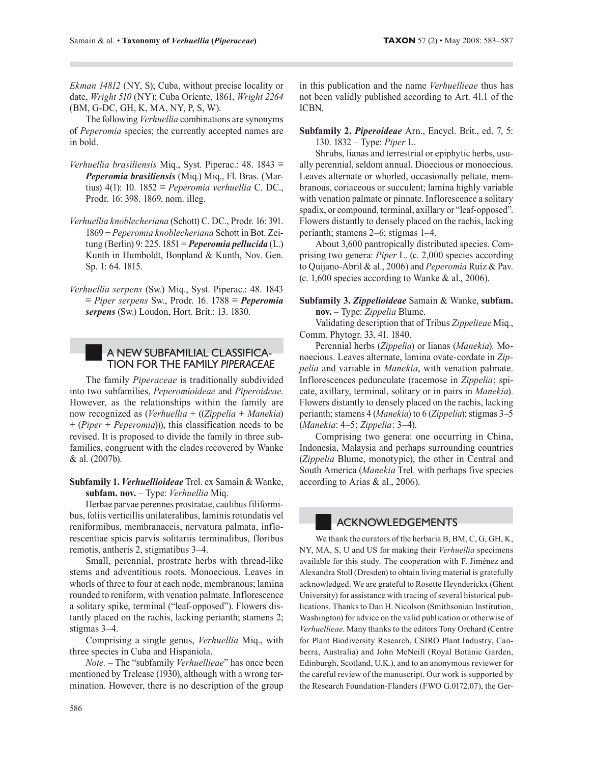*Ekman 14812* (NY, S); Cuba, without precise locality or date, *Wright 510* (NY); Cuba Oriente, 1861, *Wright 2264* (BM, G-DC, GH, K, MA, NY, P, S, W).

The following *Verhuellia* combinations are synonyms of *Peperomia* species; the currently accepted names are in bold.

*Verhuellia brasiliensis* Miq., Syst. Piperac.: 48. 1843 ≡ ***Peperomia brasiliensis*** (Miq.) Miq., Fl. Bras. (Martius) 4(1): 10. 1852 ≡ *Peperomia verhuellia* C. DC., Prodr. 16: 398. 1869, nom. illeg.

*Verhuellia knoblecheriana* (Schott) C. DC., Prodr. 16: 391. 1869 ≡ *Peperomia knoblecheriana* Schott in Bot. Zeitung (Berlin) 9: 225. 1851 = ***Peperomia pellucida*** (L.) Kunth in Humboldt, Bonpland & Kunth, Nov. Gen. Sp. 1: 64. 1815.

*Verhuellia serpens* (Sw.) Miq., Syst. Piperac.: 48. 1843 ≡ *Piper serpens* Sw., Prodr. 16. 1788 ≡ ***Peperomia serpens*** (Sw.) Loudon, Hort. Brit.: 13. 1830.

## A NEW SUBFAMILIAL CLASSIFICATION FOR THE FAMILY *PIPERACEAE*

The family *Piperaceae* is traditionally subdivided into two subfamilies, *Peperomioideae* and *Piperoideae*. However, as the relationships within the family are now recognized as (*Verhuellia* + ((*Zippelia* + *Manekia*) + (*Piper* + *Peperomia*))), this classification needs to be revised. It is proposed to divide the family in three subfamilies, congruent with the clades recovered by Wanke & al. (2007b).

**Subfamily 1. *Verhuellioideae*** Trel. ex Samain & Wanke, **subfam. nov.** – Type: *Verhuellia* Miq.

Herbae parvae perennes prostratae, caulibus filiformibus, foliis verticillis unilateralibus, laminis rotundatis vel reniformibus, membranaceis, nervatura palmata, inflorescentiae spicis parvis solitariis terminalibus, floribus remotis, antheris 2, stigmatibus 3–4.

Small, perennial, prostrate herbs with thread-like stems and adventitious roots. Monoecious. Leaves in whorls of three to four at each node, membranous; lamina rounded to reniform, with venation palmate. Inflorescence a solitary spike, terminal ("leaf-opposed"). Flowers distantly placed on the rachis, lacking perianth; stamens 2; stigmas 3–4.

Comprising a single genus, *Verhuellia* Miq., with three species in Cuba and Hispaniola.

*Note*. – The "subfamily *Verhuellieae*" has once been mentioned by Trelease (1930), although with a wrong termination. However, there is no description of the group in this publication and the name *Verhuellieae* thus has not been validly published according to Art. 41.1 of the ICBN.

**Subfamily 2. *Piperoideae*** Arn., Encycl. Brit., ed. 7, 5: 130. 1832 – Type: *Piper* L.

Shrubs, lianas and terrestrial or epiphytic herbs, usually perennial, seldom annual. Dioecious or monoecious. Leaves alternate or whorled, occasionally peltate, membranous, coriaceous or succulent; lamina highly variable with venation palmate or pinnate. Inflorescence a solitary spadix, or compound, terminal, axillary or "leaf-opposed". Flowers distantly to densely placed on the rachis, lacking perianth; stamens 2–6; stigmas 1–4.

About 3,600 pantropically distributed species. Comprising two genera: *Piper* L. (c. 2,000 species according to Quijano-Abril & al., 2006) and *Peperomia* Ruíz & Pav. (c. 1,600 species according to Wanke & al., 2006).

**Subfamily 3. *Zippelioideae*** Samain & Wanke, **subfam. nov.** – Type: *Zippelia* Blume.

Validating description that of Tribus *Zippelieae* Miq., Comm. Phytogr. 33, 41. 1840.

Perennial herbs (*Zippelia*) or lianas (*Manekia*). Monoecious. Leaves alternate, lamina ovate-cordate in *Zippelia* and variable in *Manekia*, with venation palmate. Inflorescences pedunculate (racemose in *Zippelia*; spicate, axillary, terminal, solitary or in pairs in *Manekia*). Flowers distantly to densely placed on the rachis, lacking perianth; stamens 4 (*Manekia*) to 6 (*Zippelia*); stigmas 3–5 (*Manekia*: 4–5; *Zippelia*: 3–4).

Comprising two genera: one occurring in China, Indonesia, Malaysia and perhaps surrounding countries (*Zippelia* Blume, monotypic), the other in Central and South America (*Manekia* Trel. with perhaps five species according to Arias & al., 2006).

## ACKNOWLEDGEMENTS

We thank the curators of the herbaria B, BM, C, G, GH, K, NY, MA, S, U and US for making their *Verhuellia* specimens available for this study. The cooperation with F. Jiménez and Alexandra Stoll (Dresden) to obtain living material is gratefully acknowledged. We are grateful to Rosette Heyndericks (Ghent University) for assistance with tracing of several historical publications. Thanks to Dan H. Nicolson (Smithsonian Institution, Washington) for advice on the valid publication or otherwise of *Verhuellieae*. Many thanks to the editors Tony Orchard (Centre for Plant Biodiversity Research, CSIRO Plant Industry, Canberra, Australia) and John McNeill (Royal Botanic Garden, Edinburgh, Scotland, U.K.), and to an anonymous reviewer for the careful review of the manuscript. Our work is supported by the Research Foundation-Flanders (FWO G.0172.07), the Ger-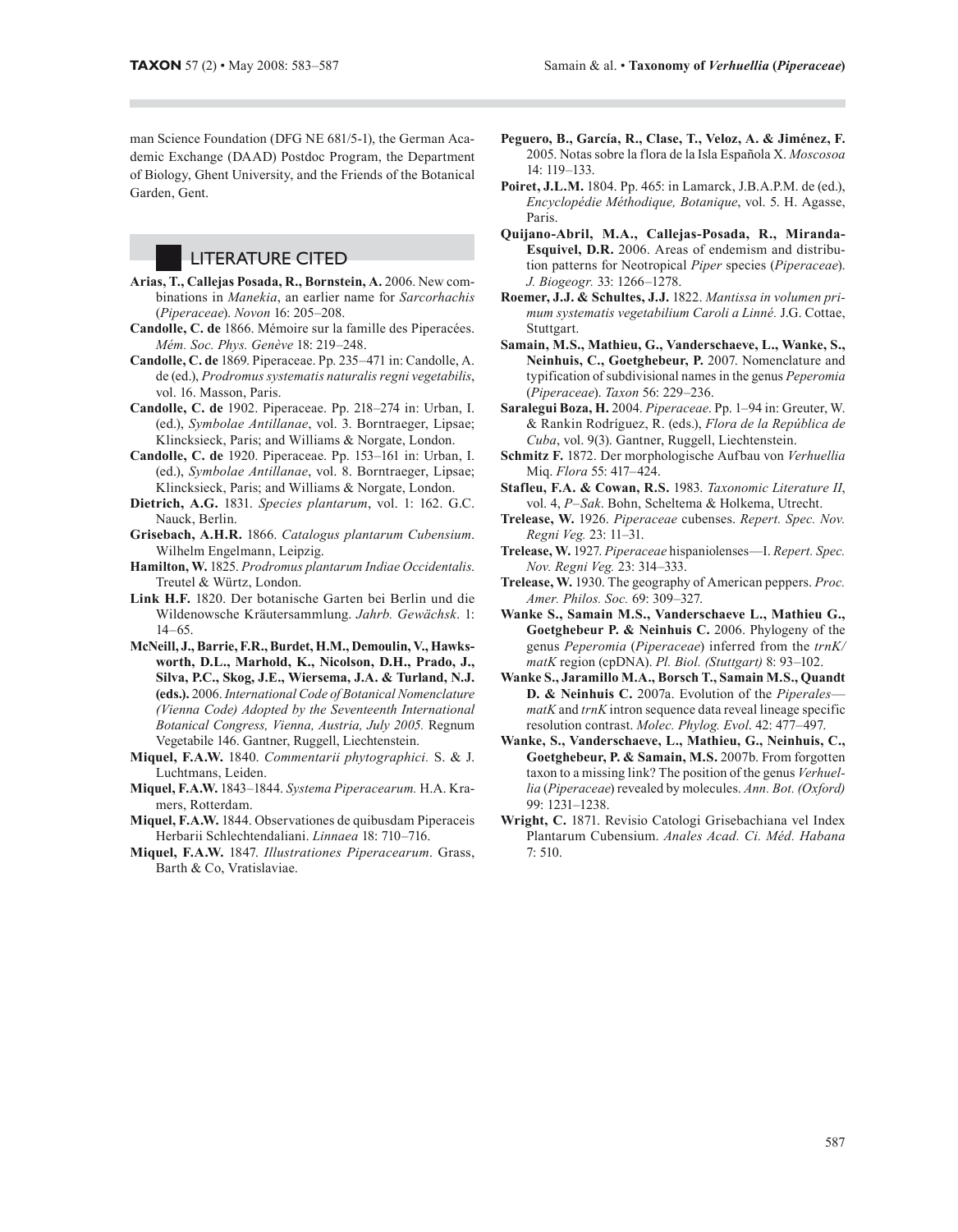man Science Foundation (DFG NE 681/5-1), the German Academic Exchange (DAAD) Postdoc Program, the Department of Biology, Ghent University, and the Friends of the Botanical Garden, Gent.

## LITERATURE CITED

**Arias, T., Callejas Posada, R., Bornstein, A.** 2006. New combinations in *Manekia*, an earlier name for *Sarcorhachis* (*Piperaceae*). *Novon* 16: 205–208.

**Candolle, C. de** 1866. Mémoire sur la famille des Piperacées. *Mém. Soc. Phys. Genève* 18: 219–248.

**Candolle, C. de** 1869. Piperaceae. Pp. 235–471 in: Candolle, A. de (ed.), *Prodromus systematis naturalis regni vegetabilis*, vol. 16. Masson, Paris.

**Candolle, C. de** 1902. Piperaceae. Pp. 218–274 in: Urban, I. (ed.), *Symbolae Antillanae*, vol. 3. Borntraeger, Lipsae; Klincksieck, Paris; and Williams & Norgate, London.

**Candolle, C. de** 1920. Piperaceae. Pp. 153–161 in: Urban, I. (ed.), *Symbolae Antillanae*, vol. 8. Borntraeger, Lipsae; Klincksieck, Paris; and Williams & Norgate, London.

**Dietrich, A.G.** 1831. *Species plantarum*, vol. 1: 162. G.C. Nauck, Berlin.

**Grisebach, A.H.R.** 1866. *Catalogus plantarum Cubensium*. Wilhelm Engelmann, Leipzig.

**Hamilton, W.** 1825. *Prodromus plantarum Indiae Occidentalis*. Treutel & Würtz, London.

**Link H.F.** 1820. Der botanische Garten bei Berlin und die Wildenowsche Kräutersammlung. *Jahrb. Gewächsk*. 1: 14–65.

**McNeill, J., Barrie, F.R., Burdet, H.M., Demoulin, V., Hawksworth, D.L., Marhold, K., Nicolson, D.H., Prado, J., Silva, P.C., Skog, J.E., Wiersema, J.A. & Turland, N.J. (eds.).** 2006. *International Code of Botanical Nomenclature (Vienna Code) Adopted by the Seventeenth International Botanical Congress, Vienna, Austria, July 2005.* Regnum Vegetabile 146. Gantner, Ruggell, Liechtenstein.

**Miquel, F.A.W.** 1840. *Commentarii phytographici.* S. & J. Luchtmans, Leiden.

**Miquel, F.A.W.** 1843–1844. *Systema Piperacearum.* H.A. Kramers, Rotterdam.

**Miquel, F.A.W.** 1844. Observationes de quibusdam Piperaceis Herbarii Schlechtendaliani. *Linnaea* 18: 710–716.

**Miquel, F.A.W.** 1847. *Illustrationes Piperacearum*. Grass, Barth & Co, Vratislaviae.

**Peguero, B., García, R., Clase, T., Veloz, A. & Jiménez, F.** 2005. Notas sobre la flora de la Isla Española X. *Moscosoa* 14: 119–133.

**Poiret, J.L.M.** 1804. Pp. 465: in Lamarck, J.B.A.P.M. de (ed.), *Encyclopédie Méthodique, Botanique*, vol. 5. H. Agasse, Paris.

**Quijano-Abril, M.A., Callejas-Posada, R., Miranda-Esquivel, D.R.** 2006. Areas of endemism and distribution patterns for Neotropical *Piper* species (*Piperaceae*). *J. Biogeogr.* 33: 1266–1278.

**Roemer, J.J. & Schultes, J.J.** 1822. *Mantissa in volumen primum systematis vegetabilium Caroli a Linné.* J.G. Cottae, Stuttgart.

**Samain, M.S., Mathieu, G., Vanderschaeve, L., Wanke, S., Neinhuis, C., Goetghebeur, P.** 2007. Nomenclature and typification of subdivisional names in the genus *Peperomia* (*Piperaceae*). *Taxon* 56: 229–236.

**Saralegui Boza, H.** 2004. *Piperaceae*. Pp. 1–94 in: Greuter, W. & Rankin Rodríguez, R. (eds.), *Flora de la República de Cuba*, vol. 9(3). Gantner, Ruggell, Liechtenstein.

**Schmitz F.** 1872. Der morphologische Aufbau von *Verhuellia* Miq. *Flora* 55: 417–424.

**Stafleu, F.A. & Cowan, R.S.** 1983. *Taxonomic Literature II*, vol. 4, *P–Sak*. Bohn, Scheltema & Holkema, Utrecht.

**Trelease, W.** 1926. *Piperaceae* cubenses. *Repert. Spec. Nov. Regni Veg.* 23: 11–31.

**Trelease, W.** 1927. *Piperaceae* hispaniolenses—I. *Repert. Spec. Nov. Regni Veg.* 23: 314–333.

**Trelease, W.** 1930. The geography of American peppers. *Proc. Amer. Philos. Soc.* 69: 309–327.

**Wanke S., Samain M.S., Vanderschaeve L., Mathieu G., Goetghebeur P. & Neinhuis C.** 2006. Phylogeny of the genus *Peperomia* (*Piperaceae*) inferred from the *trnK/matK* region (cpDNA). *Pl. Biol. (Stuttgart)* 8: 93–102.

**Wanke S., Jaramillo M.A., Borsch T., Samain M.S., Quandt D. & Neinhuis C.** 2007a. Evolution of the *Piperales*—*matK* and *trnK* intron sequence data reveal lineage specific resolution contrast. *Molec. Phylog. Evol*. 42: 477–497.

**Wanke, S., Vanderschaeve, L., Mathieu, G., Neinhuis, C., Goetghebeur, P. & Samain, M.S.** 2007b. From forgotten taxon to a missing link? The position of the genus *Verhuellia* (*Piperaceae*) revealed by molecules. *Ann. Bot. (Oxford)* 99: 1231–1238.

**Wright, C.** 1871. Revisio Catologi Grisebachiana vel Index Plantarum Cubensium. *Anales Acad. Ci. Méd. Habana* 7: 510.